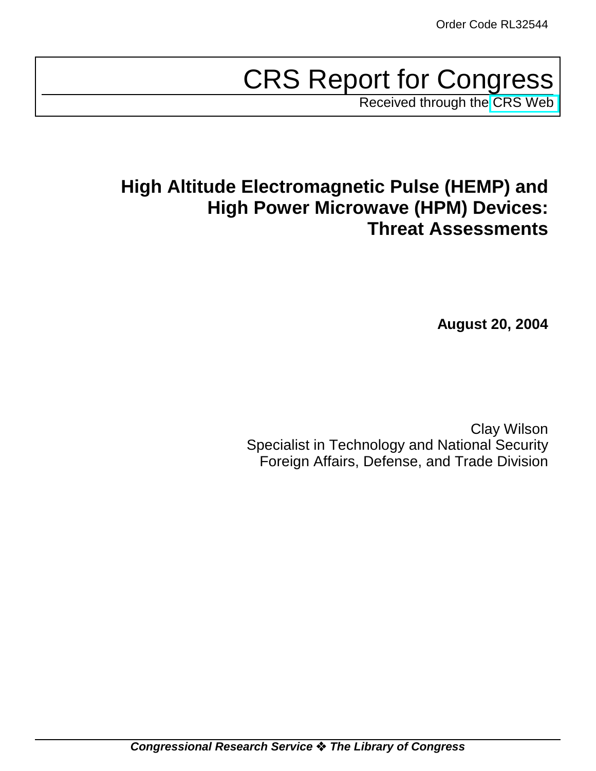Order Code RL32544

# CRS Report for Congress

Received through the CRS Web

## High Altitude Electromagnetic Pulse (HEMP) and High Power Microwave (HPM) Devices: Threat Assessments

**August 20, 2004**

Clay Wilson
Specialist in Technology and National Security
Foreign Affairs, Defense, and Trade Division

***Congressional Research Service ❖ The Library of Congress***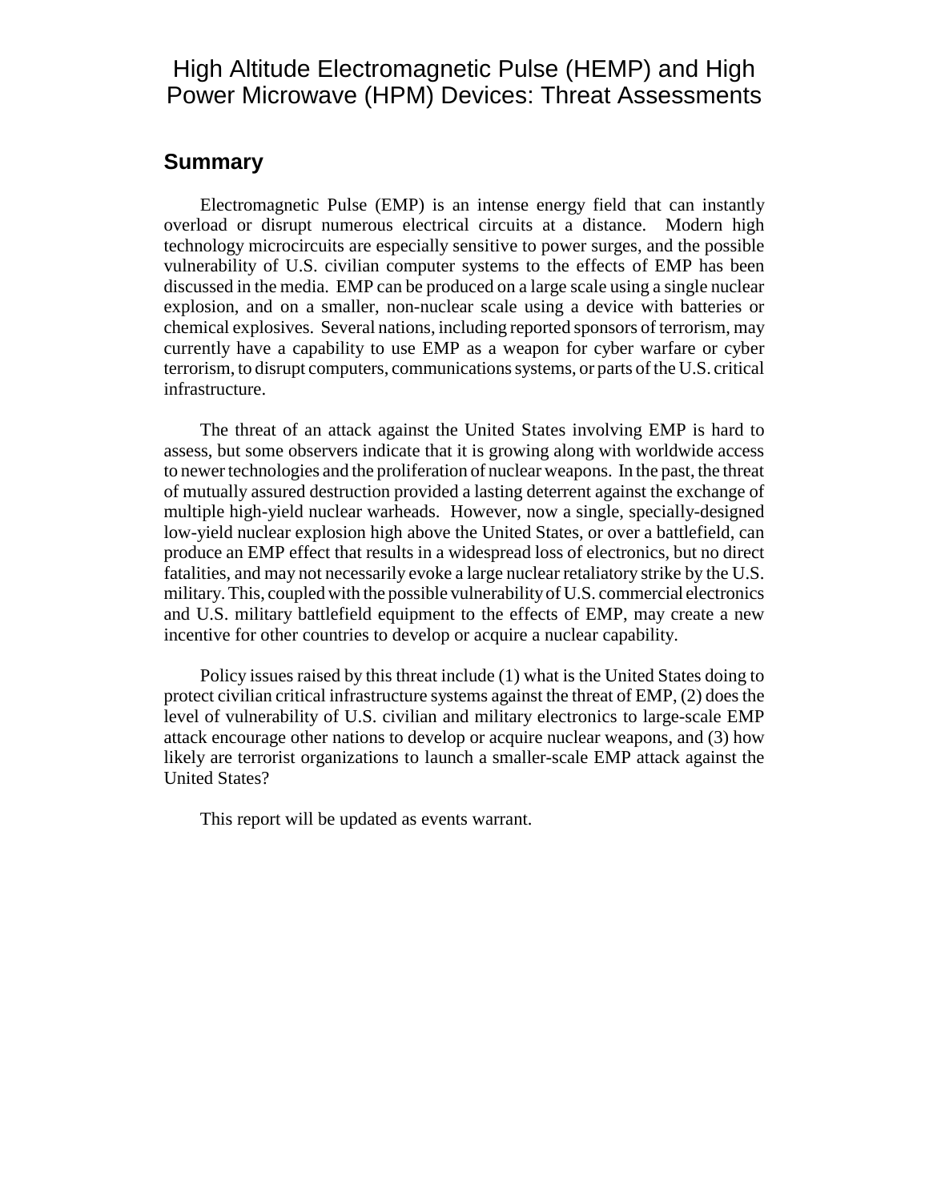# High Altitude Electromagnetic Pulse (HEMP) and High Power Microwave (HPM) Devices: Threat Assessments

## Summary

Electromagnetic Pulse (EMP) is an intense energy field that can instantly overload or disrupt numerous electrical circuits at a distance. Modern high technology microcircuits are especially sensitive to power surges, and the possible vulnerability of U.S. civilian computer systems to the effects of EMP has been discussed in the media. EMP can be produced on a large scale using a single nuclear explosion, and on a smaller, non-nuclear scale using a device with batteries or chemical explosives. Several nations, including reported sponsors of terrorism, may currently have a capability to use EMP as a weapon for cyber warfare or cyber terrorism, to disrupt computers, communications systems, or parts of the U.S. critical infrastructure.

The threat of an attack against the United States involving EMP is hard to assess, but some observers indicate that it is growing along with worldwide access to newer technologies and the proliferation of nuclear weapons. In the past, the threat of mutually assured destruction provided a lasting deterrent against the exchange of multiple high-yield nuclear warheads. However, now a single, specially-designed low-yield nuclear explosion high above the United States, or over a battlefield, can produce an EMP effect that results in a widespread loss of electronics, but no direct fatalities, and may not necessarily evoke a large nuclear retaliatory strike by the U.S. military. This, coupled with the possible vulnerability of U.S. commercial electronics and U.S. military battlefield equipment to the effects of EMP, may create a new incentive for other countries to develop or acquire a nuclear capability.

Policy issues raised by this threat include (1) what is the United States doing to protect civilian critical infrastructure systems against the threat of EMP, (2) does the level of vulnerability of U.S. civilian and military electronics to large-scale EMP attack encourage other nations to develop or acquire nuclear weapons, and (3) how likely are terrorist organizations to launch a smaller-scale EMP attack against the United States?

This report will be updated as events warrant.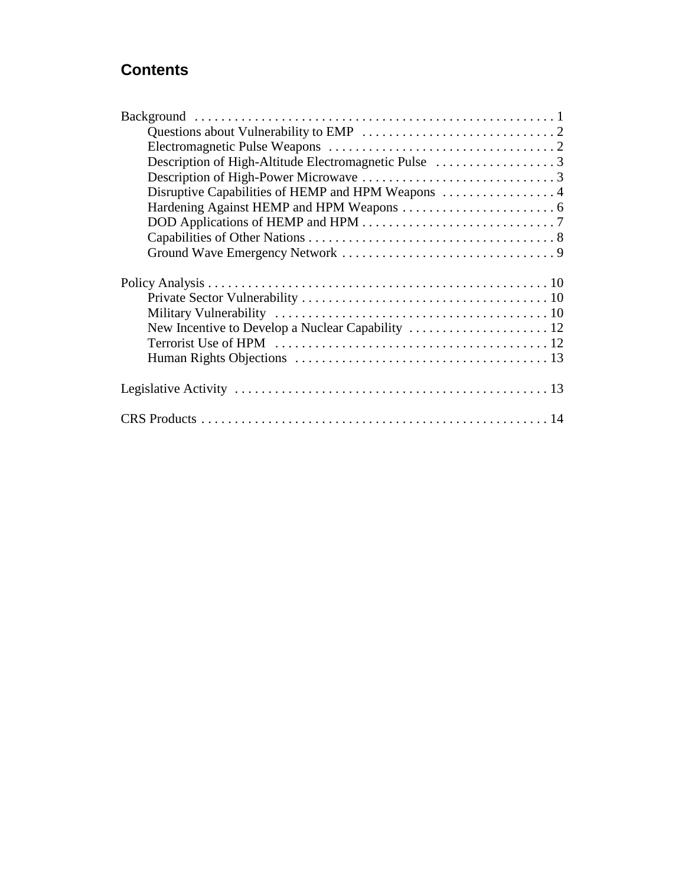# Contents

Background . . . . . . . . . . 1
- Questions about Vulnerability to EMP . . . . . . . . . . 2
- Electromagnetic Pulse Weapons . . . . . . . . . . 2
- Description of High-Altitude Electromagnetic Pulse . . . . . . . . . . 3
- Description of High-Power Microwave . . . . . . . . . . 3
- Disruptive Capabilities of HEMP and HPM Weapons . . . . . . . . . . 4
- Hardening Against HEMP and HPM Weapons . . . . . . . . . . 6
- DOD Applications of HEMP and HPM . . . . . . . . . . 7
- Capabilities of Other Nations . . . . . . . . . . 8
- Ground Wave Emergency Network . . . . . . . . . . 9

Policy Analysis . . . . . . . . . . 10
- Private Sector Vulnerability . . . . . . . . . . 10
- Military Vulnerability . . . . . . . . . . 10
- New Incentive to Develop a Nuclear Capability . . . . . . . . . . 12
- Terrorist Use of HPM . . . . . . . . . . 12
- Human Rights Objections . . . . . . . . . . 13

Legislative Activity . . . . . . . . . . 13

CRS Products . . . . . . . . . . 14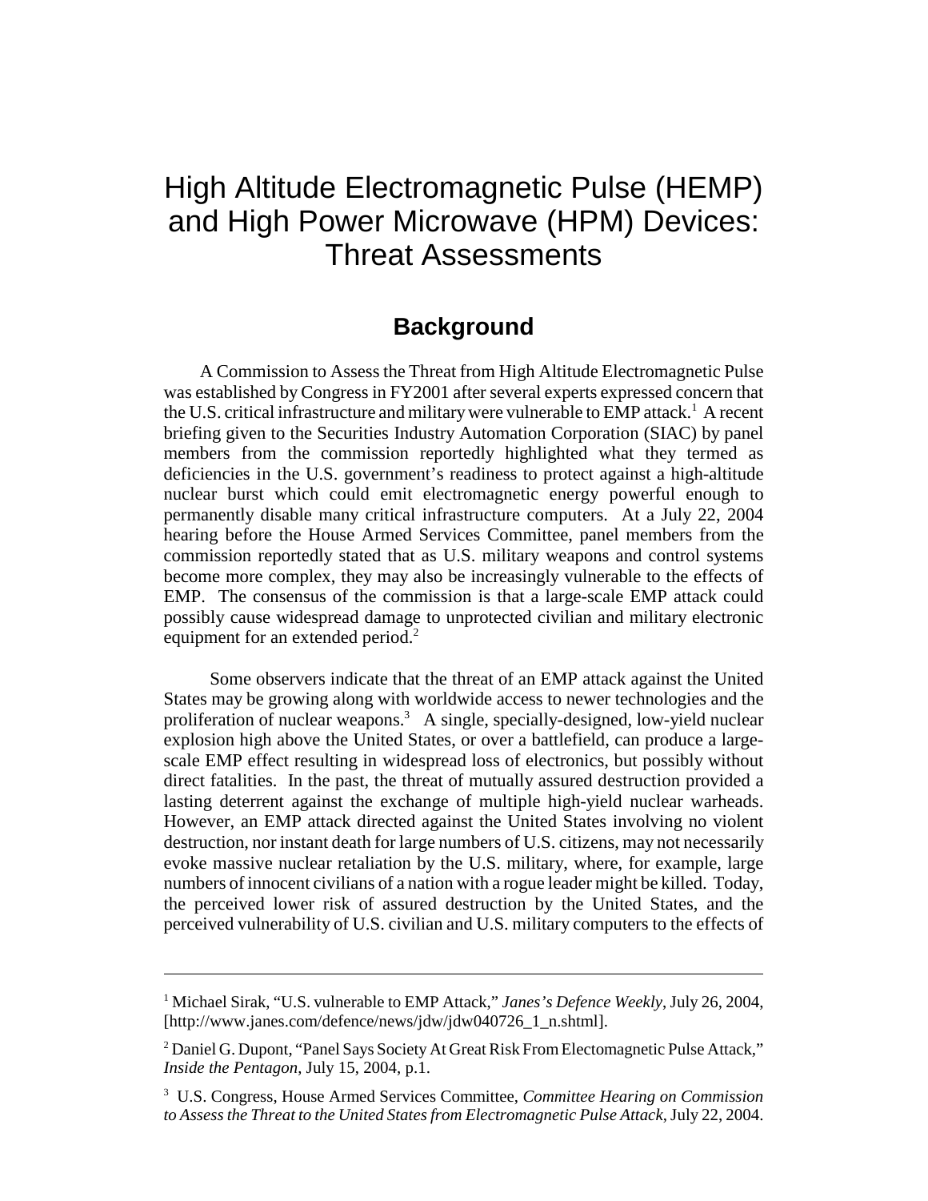# High Altitude Electromagnetic Pulse (HEMP) and High Power Microwave (HPM) Devices: Threat Assessments

## Background

A Commission to Assess the Threat from High Altitude Electromagnetic Pulse was established by Congress in FY2001 after several experts expressed concern that the U.S. critical infrastructure and military were vulnerable to EMP attack.[1] A recent briefing given to the Securities Industry Automation Corporation (SIAC) by panel members from the commission reportedly highlighted what they termed as deficiencies in the U.S. government's readiness to protect against a high-altitude nuclear burst which could emit electromagnetic energy powerful enough to permanently disable many critical infrastructure computers. At a July 22, 2004 hearing before the House Armed Services Committee, panel members from the commission reportedly stated that as U.S. military weapons and control systems become more complex, they may also be increasingly vulnerable to the effects of EMP. The consensus of the commission is that a large-scale EMP attack could possibly cause widespread damage to unprotected civilian and military electronic equipment for an extended period.[2]

Some observers indicate that the threat of an EMP attack against the United States may be growing along with worldwide access to newer technologies and the proliferation of nuclear weapons.[3] A single, specially-designed, low-yield nuclear explosion high above the United States, or over a battlefield, can produce a large-scale EMP effect resulting in widespread loss of electronics, but possibly without direct fatalities. In the past, the threat of mutually assured destruction provided a lasting deterrent against the exchange of multiple high-yield nuclear warheads. However, an EMP attack directed against the United States involving no violent destruction, nor instant death for large numbers of U.S. citizens, may not necessarily evoke massive nuclear retaliation by the U.S. military, where, for example, large numbers of innocent civilians of a nation with a rogue leader might be killed. Today, the perceived lower risk of assured destruction by the United States, and the perceived vulnerability of U.S. civilian and U.S. military computers to the effects of

---

[1] Michael Sirak, "U.S. vulnerable to EMP Attack," *Janes's Defence Weekly*, July 26, 2004, [http://www.janes.com/defence/news/jdw/jdw040726_1_n.shtml].

[2] Daniel G. Dupont, "Panel Says Society At Great Risk From Electomagnetic Pulse Attack," *Inside the Pentagon*, July 15, 2004, p.1.

[3] U.S. Congress, House Armed Services Committee, *Committee Hearing on Commission to Assess the Threat to the United States from Electromagnetic Pulse Attack*, July 22, 2004.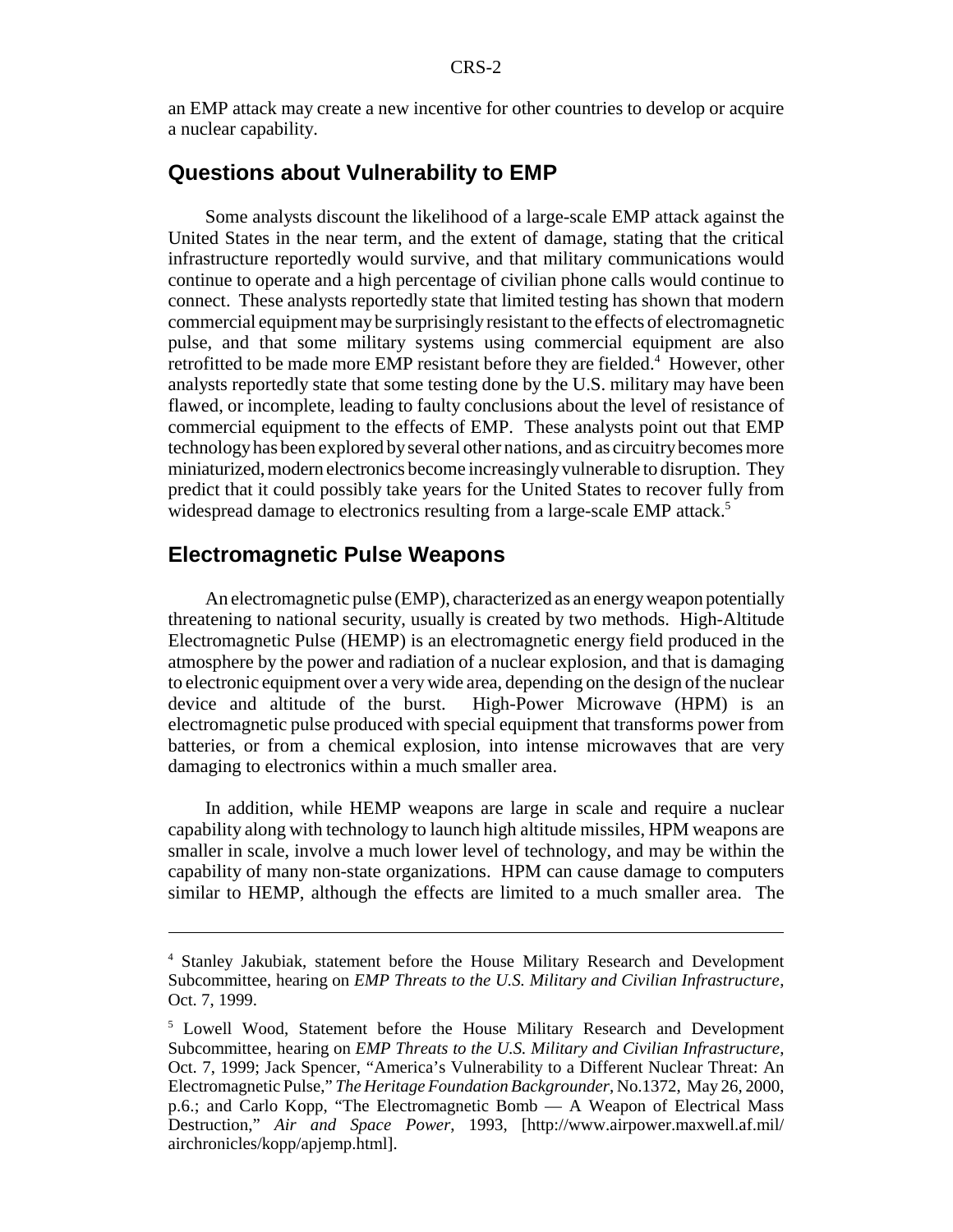an EMP attack may create a new incentive for other countries to develop or acquire a nuclear capability.

## Questions about Vulnerability to EMP

Some analysts discount the likelihood of a large-scale EMP attack against the United States in the near term, and the extent of damage, stating that the critical infrastructure reportedly would survive, and that military communications would continue to operate and a high percentage of civilian phone calls would continue to connect. These analysts reportedly state that limited testing has shown that modern commercial equipment may be surprisingly resistant to the effects of electromagnetic pulse, and that some military systems using commercial equipment are also retrofitted to be made more EMP resistant before they are fielded.[4] However, other analysts reportedly state that some testing done by the U.S. military may have been flawed, or incomplete, leading to faulty conclusions about the level of resistance of commercial equipment to the effects of EMP. These analysts point out that EMP technology has been explored by several other nations, and as circuitry becomes more miniaturized, modern electronics become increasingly vulnerable to disruption. They predict that it could possibly take years for the United States to recover fully from widespread damage to electronics resulting from a large-scale EMP attack.[5]

## Electromagnetic Pulse Weapons

An electromagnetic pulse (EMP), characterized as an energy weapon potentially threatening to national security, usually is created by two methods. High-Altitude Electromagnetic Pulse (HEMP) is an electromagnetic energy field produced in the atmosphere by the power and radiation of a nuclear explosion, and that is damaging to electronic equipment over a very wide area, depending on the design of the nuclear device and altitude of the burst. High-Power Microwave (HPM) is an electromagnetic pulse produced with special equipment that transforms power from batteries, or from a chemical explosion, into intense microwaves that are very damaging to electronics within a much smaller area.

In addition, while HEMP weapons are large in scale and require a nuclear capability along with technology to launch high altitude missiles, HPM weapons are smaller in scale, involve a much lower level of technology, and may be within the capability of many non-state organizations. HPM can cause damage to computers similar to HEMP, although the effects are limited to a much smaller area. The

---

[4] Stanley Jakubiak, statement before the House Military Research and Development Subcommittee, hearing on *EMP Threats to the U.S. Military and Civilian Infrastructure*, Oct. 7, 1999.

[5] Lowell Wood, Statement before the House Military Research and Development Subcommittee, hearing on *EMP Threats to the U.S. Military and Civilian Infrastructure*, Oct. 7, 1999; Jack Spencer, "America's Vulnerability to a Different Nuclear Threat: An Electromagnetic Pulse," *The Heritage Foundation Backgrounder*, No.1372, May 26, 2000, p.6.; and Carlo Kopp, "The Electromagnetic Bomb — A Weapon of Electrical Mass Destruction," *Air and Space Power*, 1993, [http://www.airpower.maxwell.af.mil/airchronicles/kopp/apjemp.html].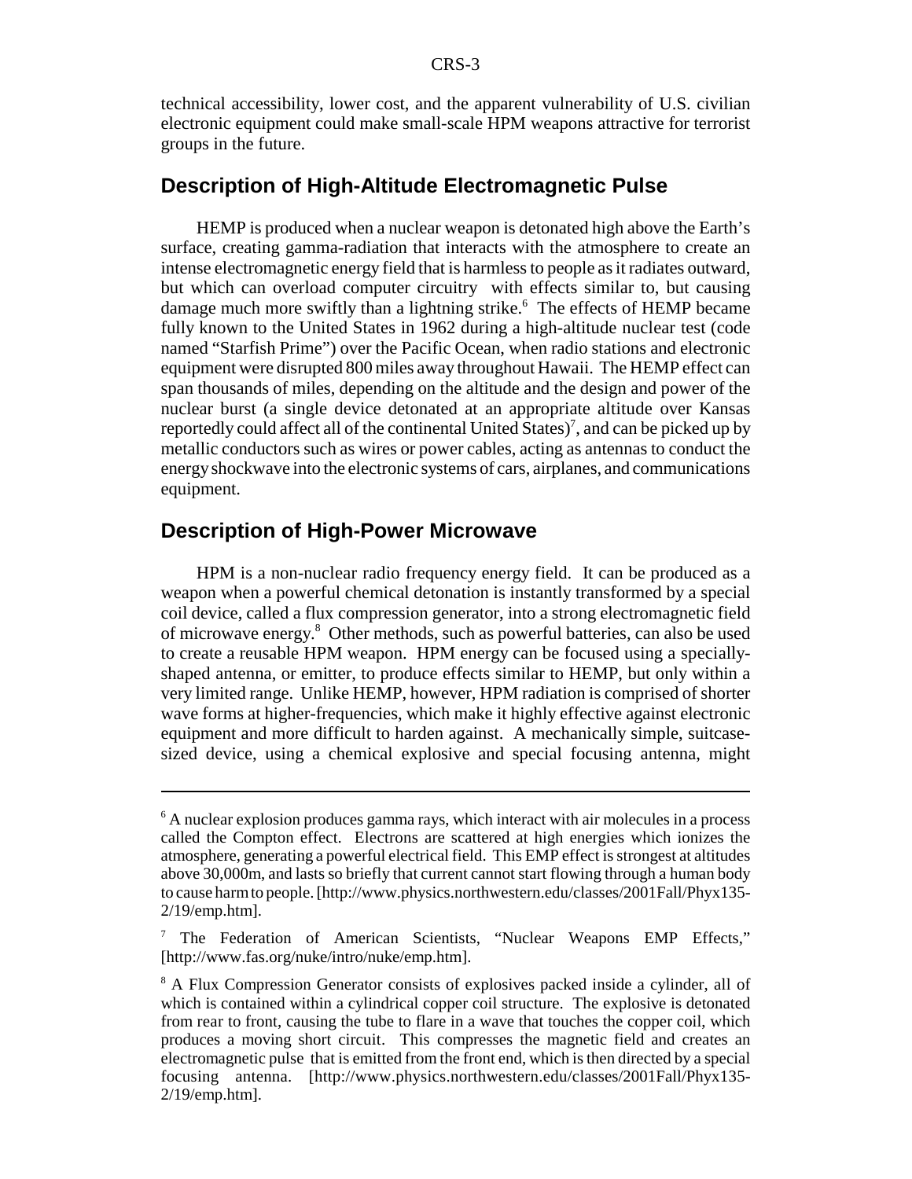technical accessibility, lower cost, and the apparent vulnerability of U.S. civilian electronic equipment could make small-scale HPM weapons attractive for terrorist groups in the future.

## Description of High-Altitude Electromagnetic Pulse

HEMP is produced when a nuclear weapon is detonated high above the Earth's surface, creating gamma-radiation that interacts with the atmosphere to create an intense electromagnetic energy field that is harmless to people as it radiates outward, but which can overload computer circuitry with effects similar to, but causing damage much more swiftly than a lightning strike.[6] The effects of HEMP became fully known to the United States in 1962 during a high-altitude nuclear test (code named "Starfish Prime") over the Pacific Ocean, when radio stations and electronic equipment were disrupted 800 miles away throughout Hawaii. The HEMP effect can span thousands of miles, depending on the altitude and the design and power of the nuclear burst (a single device detonated at an appropriate altitude over Kansas reportedly could affect all of the continental United States)[7], and can be picked up by metallic conductors such as wires or power cables, acting as antennas to conduct the energy shockwave into the electronic systems of cars, airplanes, and communications equipment.

## Description of High-Power Microwave

HPM is a non-nuclear radio frequency energy field. It can be produced as a weapon when a powerful chemical detonation is instantly transformed by a special coil device, called a flux compression generator, into a strong electromagnetic field of microwave energy.[8] Other methods, such as powerful batteries, can also be used to create a reusable HPM weapon. HPM energy can be focused using a specially-shaped antenna, or emitter, to produce effects similar to HEMP, but only within a very limited range. Unlike HEMP, however, HPM radiation is comprised of shorter wave forms at higher-frequencies, which make it highly effective against electronic equipment and more difficult to harden against. A mechanically simple, suitcase-sized device, using a chemical explosive and special focusing antenna, might

---

[6] A nuclear explosion produces gamma rays, which interact with air molecules in a process called the Compton effect. Electrons are scattered at high energies which ionizes the atmosphere, generating a powerful electrical field. This EMP effect is strongest at altitudes above 30,000m, and lasts so briefly that current cannot start flowing through a human body to cause harm to people. [http://www.physics.northwestern.edu/classes/2001Fall/Phyx135-2/19/emp.htm].

[7] The Federation of American Scientists, "Nuclear Weapons EMP Effects," [http://www.fas.org/nuke/intro/nuke/emp.htm].

[8] A Flux Compression Generator consists of explosives packed inside a cylinder, all of which is contained within a cylindrical copper coil structure. The explosive is detonated from rear to front, causing the tube to flare in a wave that touches the copper coil, which produces a moving short circuit. This compresses the magnetic field and creates an electromagnetic pulse that is emitted from the front end, which is then directed by a special focusing antenna. [http://www.physics.northwestern.edu/classes/2001Fall/Phyx135-2/19/emp.htm].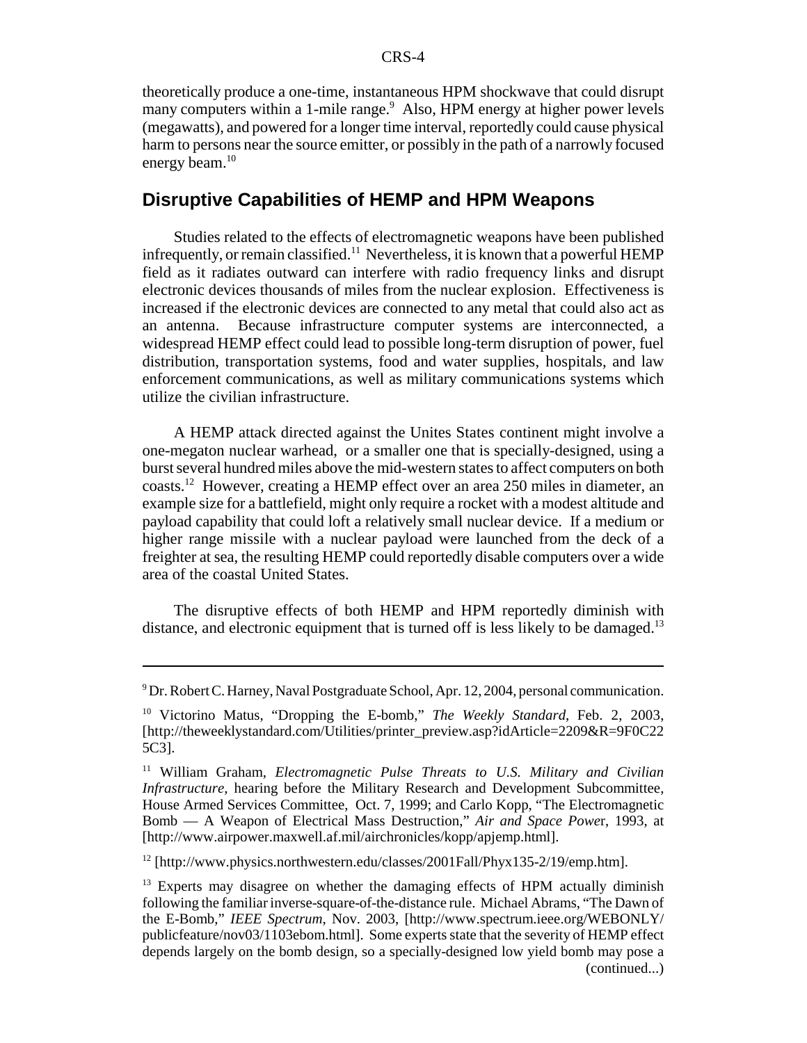theoretically produce a one-time, instantaneous HPM shockwave that could disrupt many computers within a 1-mile range.[9] Also, HPM energy at higher power levels (megawatts), and powered for a longer time interval, reportedly could cause physical harm to persons near the source emitter, or possibly in the path of a narrowly focused energy beam.[10]

## Disruptive Capabilities of HEMP and HPM Weapons

Studies related to the effects of electromagnetic weapons have been published infrequently, or remain classified.[11] Nevertheless, it is known that a powerful HEMP field as it radiates outward can interfere with radio frequency links and disrupt electronic devices thousands of miles from the nuclear explosion. Effectiveness is increased if the electronic devices are connected to any metal that could also act as an antenna. Because infrastructure computer systems are interconnected, a widespread HEMP effect could lead to possible long-term disruption of power, fuel distribution, transportation systems, food and water supplies, hospitals, and law enforcement communications, as well as military communications systems which utilize the civilian infrastructure.

A HEMP attack directed against the Unites States continent might involve a one-megaton nuclear warhead, or a smaller one that is specially-designed, using a burst several hundred miles above the mid-western states to affect computers on both coasts.[12] However, creating a HEMP effect over an area 250 miles in diameter, an example size for a battlefield, might only require a rocket with a modest altitude and payload capability that could loft a relatively small nuclear device. If a medium or higher range missile with a nuclear payload were launched from the deck of a freighter at sea, the resulting HEMP could reportedly disable computers over a wide area of the coastal United States.

The disruptive effects of both HEMP and HPM reportedly diminish with distance, and electronic equipment that is turned off is less likely to be damaged.[13]

---

[9] Dr. Robert C. Harney, Naval Postgraduate School, Apr. 12, 2004, personal communication.

[10] Victorino Matus, "Dropping the E-bomb," *The Weekly Standard*, Feb. 2, 2003, [http://theweeklystandard.com/Utilities/printer_preview.asp?idArticle=2209&R=9F0C225C3].

[11] William Graham, *Electromagnetic Pulse Threats to U.S. Military and Civilian Infrastructure*, hearing before the Military Research and Development Subcommittee, House Armed Services Committee, Oct. 7, 1999; and Carlo Kopp, "The Electromagnetic Bomb — A Weapon of Electrical Mass Destruction," *Air and Space Power*, 1993, at [http://www.airpower.maxwell.af.mil/airchronicles/kopp/apjemp.html].

[12] [http://www.physics.northwestern.edu/classes/2001Fall/Phyx135-2/19/emp.htm].

[13] Experts may disagree on whether the damaging effects of HPM actually diminish following the familiar inverse-square-of-the-distance rule. Michael Abrams, "The Dawn of the E-Bomb," *IEEE Spectrum*, Nov. 2003, [http://www.spectrum.ieee.org/WEBONLY/publicfeature/nov03/1103ebom.html]. Some experts state that the severity of HEMP effect depends largely on the bomb design, so a specially-designed low yield bomb may pose a (continued...)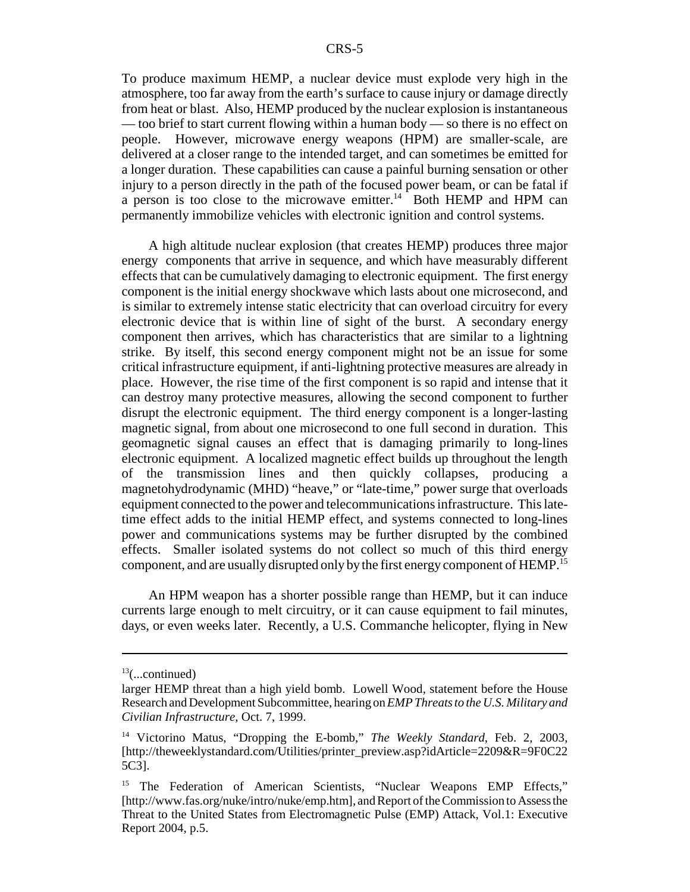To produce maximum HEMP, a nuclear device must explode very high in the atmosphere, too far away from the earth's surface to cause injury or damage directly from heat or blast. Also, HEMP produced by the nuclear explosion is instantaneous — too brief to start current flowing within a human body — so there is no effect on people. However, microwave energy weapons (HPM) are smaller-scale, are delivered at a closer range to the intended target, and can sometimes be emitted for a longer duration. These capabilities can cause a painful burning sensation or other injury to a person directly in the path of the focused power beam, or can be fatal if a person is too close to the microwave emitter.[14] Both HEMP and HPM can permanently immobilize vehicles with electronic ignition and control systems.

A high altitude nuclear explosion (that creates HEMP) produces three major energy components that arrive in sequence, and which have measurably different effects that can be cumulatively damaging to electronic equipment. The first energy component is the initial energy shockwave which lasts about one microsecond, and is similar to extremely intense static electricity that can overload circuitry for every electronic device that is within line of sight of the burst. A secondary energy component then arrives, which has characteristics that are similar to a lightning strike. By itself, this second energy component might not be an issue for some critical infrastructure equipment, if anti-lightning protective measures are already in place. However, the rise time of the first component is so rapid and intense that it can destroy many protective measures, allowing the second component to further disrupt the electronic equipment. The third energy component is a longer-lasting magnetic signal, from about one microsecond to one full second in duration. This geomagnetic signal causes an effect that is damaging primarily to long-lines electronic equipment. A localized magnetic effect builds up throughout the length of the transmission lines and then quickly collapses, producing a magnetohydrodynamic (MHD) "heave," or "late-time," power surge that overloads equipment connected to the power and telecommunications infrastructure. This late-time effect adds to the initial HEMP effect, and systems connected to long-lines power and communications systems may be further disrupted by the combined effects. Smaller isolated systems do not collect so much of this third energy component, and are usually disrupted only by the first energy component of HEMP.[15]

An HPM weapon has a shorter possible range than HEMP, but it can induce currents large enough to melt circuitry, or it can cause equipment to fail minutes, days, or even weeks later. Recently, a U.S. Commanche helicopter, flying in New

---

[13](...continued)

larger HEMP threat than a high yield bomb. Lowell Wood, statement before the House Research and Development Subcommittee, hearing on *EMP Threats to the U.S. Military and Civilian Infrastructure*, Oct. 7, 1999.

[14] Victorino Matus, "Dropping the E-bomb," *The Weekly Standard*, Feb. 2, 2003, [http://theweeklystandard.com/Utilities/printer_preview.asp?idArticle=2209&R=9F0C225C3].

[15] The Federation of American Scientists, "Nuclear Weapons EMP Effects," [http://www.fas.org/nuke/intro/nuke/emp.htm], and Report of the Commission to Assess the Threat to the United States from Electromagnetic Pulse (EMP) Attack, Vol.1: Executive Report 2004, p.5.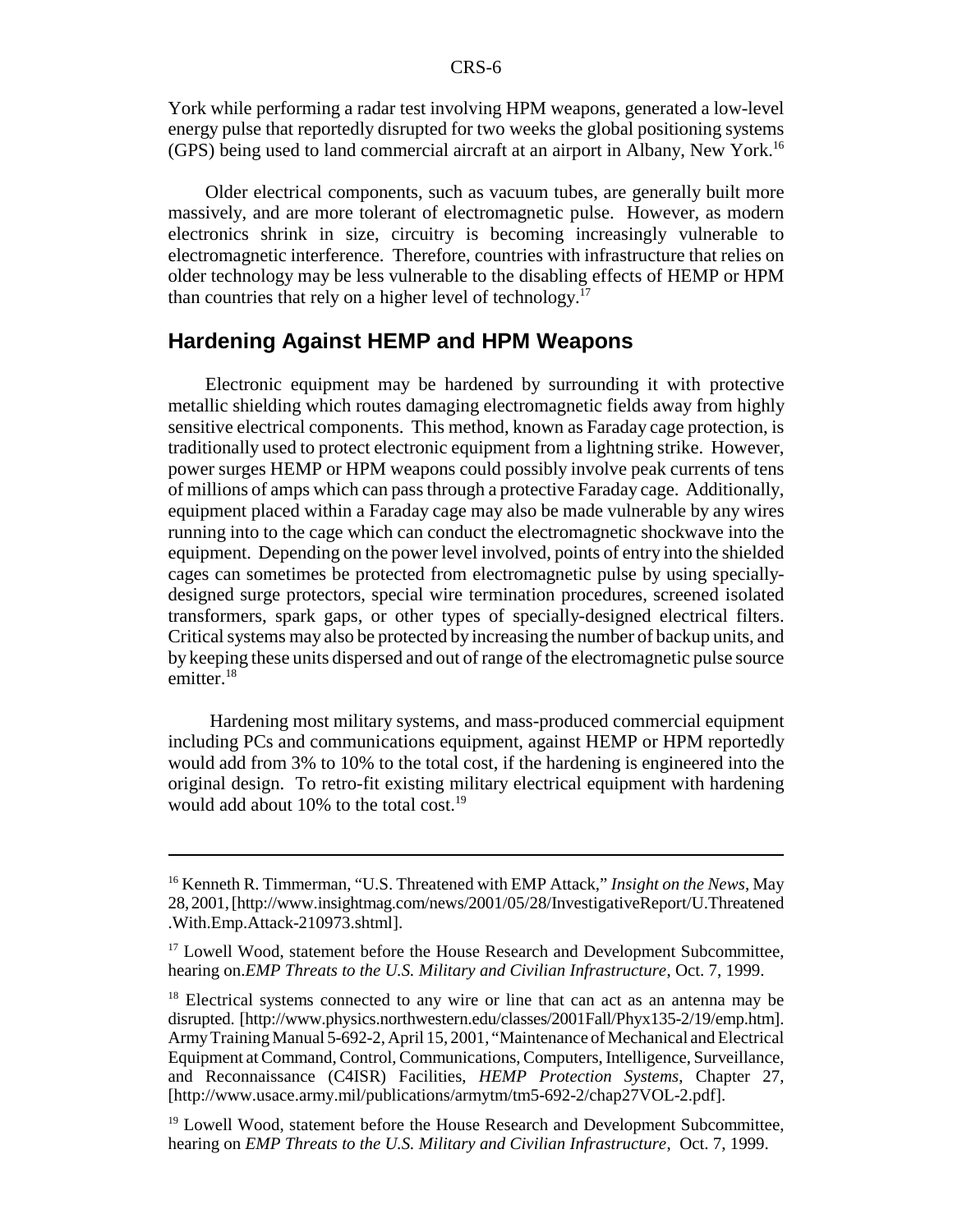York while performing a radar test involving HPM weapons, generated a low-level energy pulse that reportedly disrupted for two weeks the global positioning systems (GPS) being used to land commercial aircraft at an airport in Albany, New York.[16]

Older electrical components, such as vacuum tubes, are generally built more massively, and are more tolerant of electromagnetic pulse. However, as modern electronics shrink in size, circuitry is becoming increasingly vulnerable to electromagnetic interference. Therefore, countries with infrastructure that relies on older technology may be less vulnerable to the disabling effects of HEMP or HPM than countries that rely on a higher level of technology.[17]

## Hardening Against HEMP and HPM Weapons

Electronic equipment may be hardened by surrounding it with protective metallic shielding which routes damaging electromagnetic fields away from highly sensitive electrical components. This method, known as Faraday cage protection, is traditionally used to protect electronic equipment from a lightning strike. However, power surges HEMP or HPM weapons could possibly involve peak currents of tens of millions of amps which can pass through a protective Faraday cage. Additionally, equipment placed within a Faraday cage may also be made vulnerable by any wires running into to the cage which can conduct the electromagnetic shockwave into the equipment. Depending on the power level involved, points of entry into the shielded cages can sometimes be protected from electromagnetic pulse by using specially-designed surge protectors, special wire termination procedures, screened isolated transformers, spark gaps, or other types of specially-designed electrical filters. Critical systems may also be protected by increasing the number of backup units, and by keeping these units dispersed and out of range of the electromagnetic pulse source emitter.[18]

Hardening most military systems, and mass-produced commercial equipment including PCs and communications equipment, against HEMP or HPM reportedly would add from 3% to 10% to the total cost, if the hardening is engineered into the original design. To retro-fit existing military electrical equipment with hardening would add about 10% to the total cost.[19]

---

[16] Kenneth R. Timmerman, "U.S. Threatened with EMP Attack," *Insight on the News*, May 28, 2001, [http://www.insightmag.com/news/2001/05/28/InvestigativeReport/U.Threatened.With.Emp.Attack-210973.shtml].

[17] Lowell Wood, statement before the House Research and Development Subcommittee, hearing on *EMP Threats to the U.S. Military and Civilian Infrastructure*, Oct. 7, 1999.

[18] Electrical systems connected to any wire or line that can act as an antenna may be disrupted. [http://www.physics.northwestern.edu/classes/2001Fall/Phyx135-2/19/emp.htm]. Army Training Manual 5-692-2, April 15, 2001, "Maintenance of Mechanical and Electrical Equipment at Command, Control, Communications, Computers, Intelligence, Surveillance, and Reconnaissance (C4ISR) Facilities, *HEMP Protection Systems*, Chapter 27, [http://www.usace.army.mil/publications/armytm/tm5-692-2/chap27VOL-2.pdf].

[19] Lowell Wood, statement before the House Research and Development Subcommittee, hearing on *EMP Threats to the U.S. Military and Civilian Infrastructure*, Oct. 7, 1999.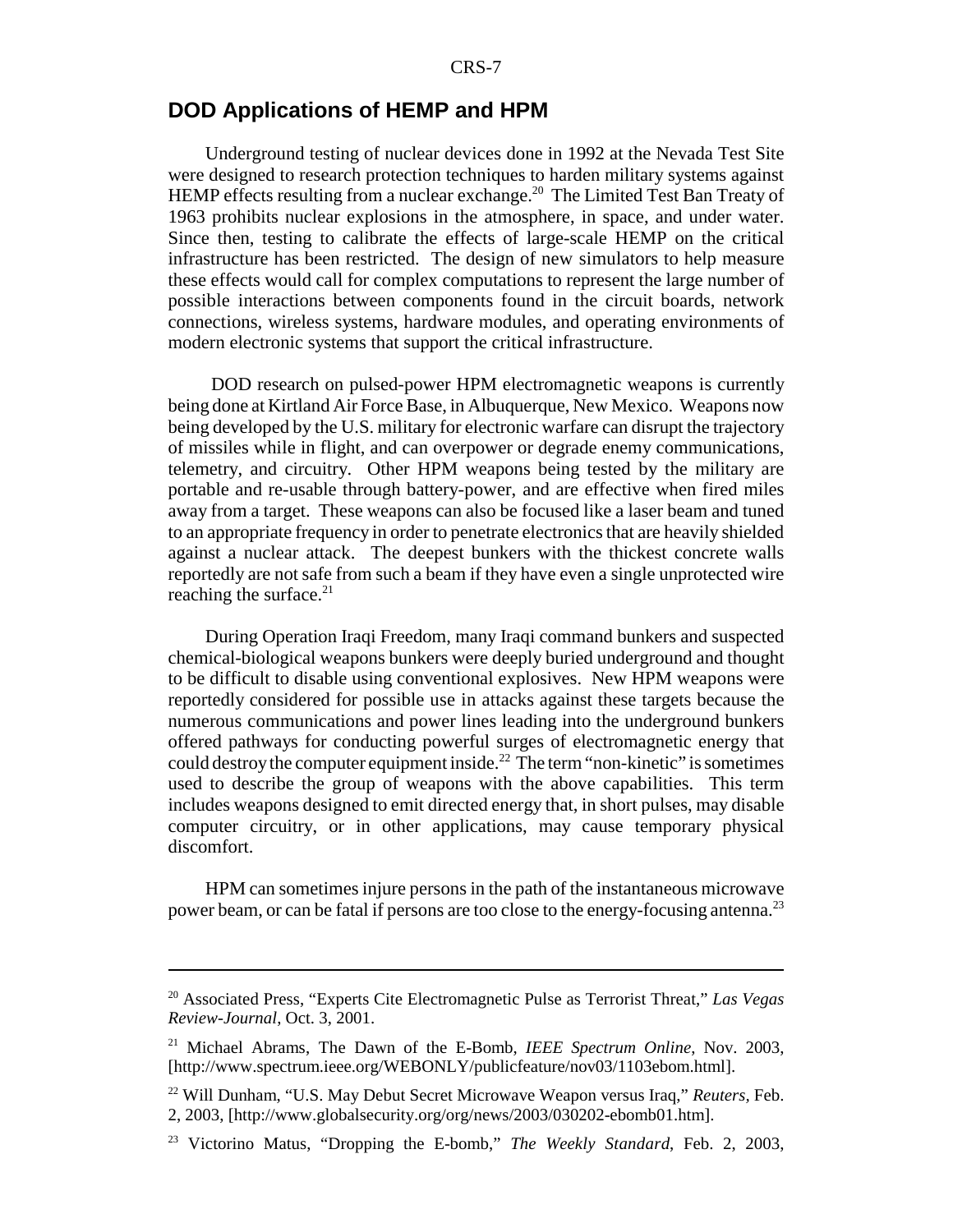## DOD Applications of HEMP and HPM

Underground testing of nuclear devices done in 1992 at the Nevada Test Site were designed to research protection techniques to harden military systems against HEMP effects resulting from a nuclear exchange.[20] The Limited Test Ban Treaty of 1963 prohibits nuclear explosions in the atmosphere, in space, and under water. Since then, testing to calibrate the effects of large-scale HEMP on the critical infrastructure has been restricted. The design of new simulators to help measure these effects would call for complex computations to represent the large number of possible interactions between components found in the circuit boards, network connections, wireless systems, hardware modules, and operating environments of modern electronic systems that support the critical infrastructure.

DOD research on pulsed-power HPM electromagnetic weapons is currently being done at Kirtland Air Force Base, in Albuquerque, New Mexico. Weapons now being developed by the U.S. military for electronic warfare can disrupt the trajectory of missiles while in flight, and can overpower or degrade enemy communications, telemetry, and circuitry. Other HPM weapons being tested by the military are portable and re-usable through battery-power, and are effective when fired miles away from a target. These weapons can also be focused like a laser beam and tuned to an appropriate frequency in order to penetrate electronics that are heavily shielded against a nuclear attack. The deepest bunkers with the thickest concrete walls reportedly are not safe from such a beam if they have even a single unprotected wire reaching the surface.[21]

During Operation Iraqi Freedom, many Iraqi command bunkers and suspected chemical-biological weapons bunkers were deeply buried underground and thought to be difficult to disable using conventional explosives. New HPM weapons were reportedly considered for possible use in attacks against these targets because the numerous communications and power lines leading into the underground bunkers offered pathways for conducting powerful surges of electromagnetic energy that could destroy the computer equipment inside.[22] The term "non-kinetic" is sometimes used to describe the group of weapons with the above capabilities. This term includes weapons designed to emit directed energy that, in short pulses, may disable computer circuitry, or in other applications, may cause temporary physical discomfort.

HPM can sometimes injure persons in the path of the instantaneous microwave power beam, or can be fatal if persons are too close to the energy-focusing antenna.[23]

---

[20] Associated Press, "Experts Cite Electromagnetic Pulse as Terrorist Threat," *Las Vegas Review-Journal*, Oct. 3, 2001.

[21] Michael Abrams, The Dawn of the E-Bomb, *IEEE Spectrum Online*, Nov. 2003, [http://www.spectrum.ieee.org/WEBONLY/publicfeature/nov03/1103ebom.html].

[22] Will Dunham, "U.S. May Debut Secret Microwave Weapon versus Iraq," *Reuters*, Feb. 2, 2003, [http://www.globalsecurity.org/org/news/2003/030202-ebomb01.htm].

[23] Victorino Matus, "Dropping the E-bomb," *The Weekly Standard*, Feb. 2, 2003,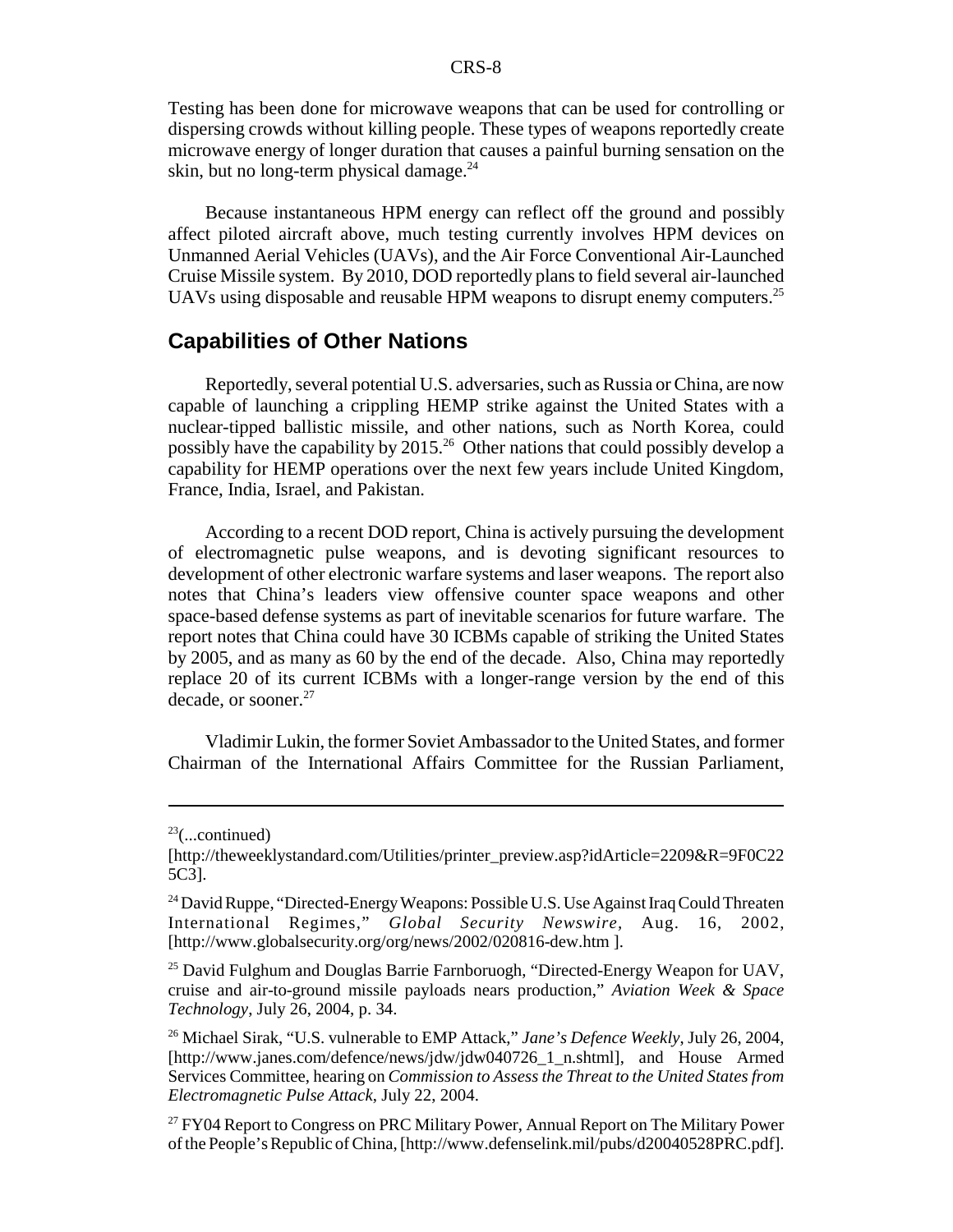Testing has been done for microwave weapons that can be used for controlling or dispersing crowds without killing people. These types of weapons reportedly create microwave energy of longer duration that causes a painful burning sensation on the skin, but no long-term physical damage.[24]

Because instantaneous HPM energy can reflect off the ground and possibly affect piloted aircraft above, much testing currently involves HPM devices on Unmanned Aerial Vehicles (UAVs), and the Air Force Conventional Air-Launched Cruise Missile system. By 2010, DOD reportedly plans to field several air-launched UAVs using disposable and reusable HPM weapons to disrupt enemy computers.[25]

## Capabilities of Other Nations

Reportedly, several potential U.S. adversaries, such as Russia or China, are now capable of launching a crippling HEMP strike against the United States with a nuclear-tipped ballistic missile, and other nations, such as North Korea, could possibly have the capability by 2015.[26] Other nations that could possibly develop a capability for HEMP operations over the next few years include United Kingdom, France, India, Israel, and Pakistan.

According to a recent DOD report, China is actively pursuing the development of electromagnetic pulse weapons, and is devoting significant resources to development of other electronic warfare systems and laser weapons. The report also notes that China's leaders view offensive counter space weapons and other space-based defense systems as part of inevitable scenarios for future warfare. The report notes that China could have 30 ICBMs capable of striking the United States by 2005, and as many as 60 by the end of the decade. Also, China may reportedly replace 20 of its current ICBMs with a longer-range version by the end of this decade, or sooner.[27]

Vladimir Lukin, the former Soviet Ambassador to the United States, and former Chairman of the International Affairs Committee for the Russian Parliament,

---

[23](...continued)
[http://theweeklystandard.com/Utilities/printer_preview.asp?idArticle=2209&R=9F0C225C3].

[24] David Ruppe, "Directed-Energy Weapons: Possible U.S. Use Against Iraq Could Threaten International Regimes," *Global Security Newswire*, Aug. 16, 2002, [http://www.globalsecurity.org/org/news/2002/020816-dew.htm ].

[25] David Fulghum and Douglas Barrie Farnboruogh, "Directed-Energy Weapon for UAV, cruise and air-to-ground missile payloads nears production," *Aviation Week & Space Technology*, July 26, 2004, p. 34.

[26] Michael Sirak, "U.S. vulnerable to EMP Attack," *Jane's Defence Weekly*, July 26, 2004, [http://www.janes.com/defence/news/jdw/jdw040726_1_n.shtml], and House Armed Services Committee, hearing on *Commission to Assess the Threat to the United States from Electromagnetic Pulse Attack*, July 22, 2004.

[27] FY04 Report to Congress on PRC Military Power, Annual Report on The Military Power of the People's Republic of China, [http://www.defenselink.mil/pubs/d20040528PRC.pdf].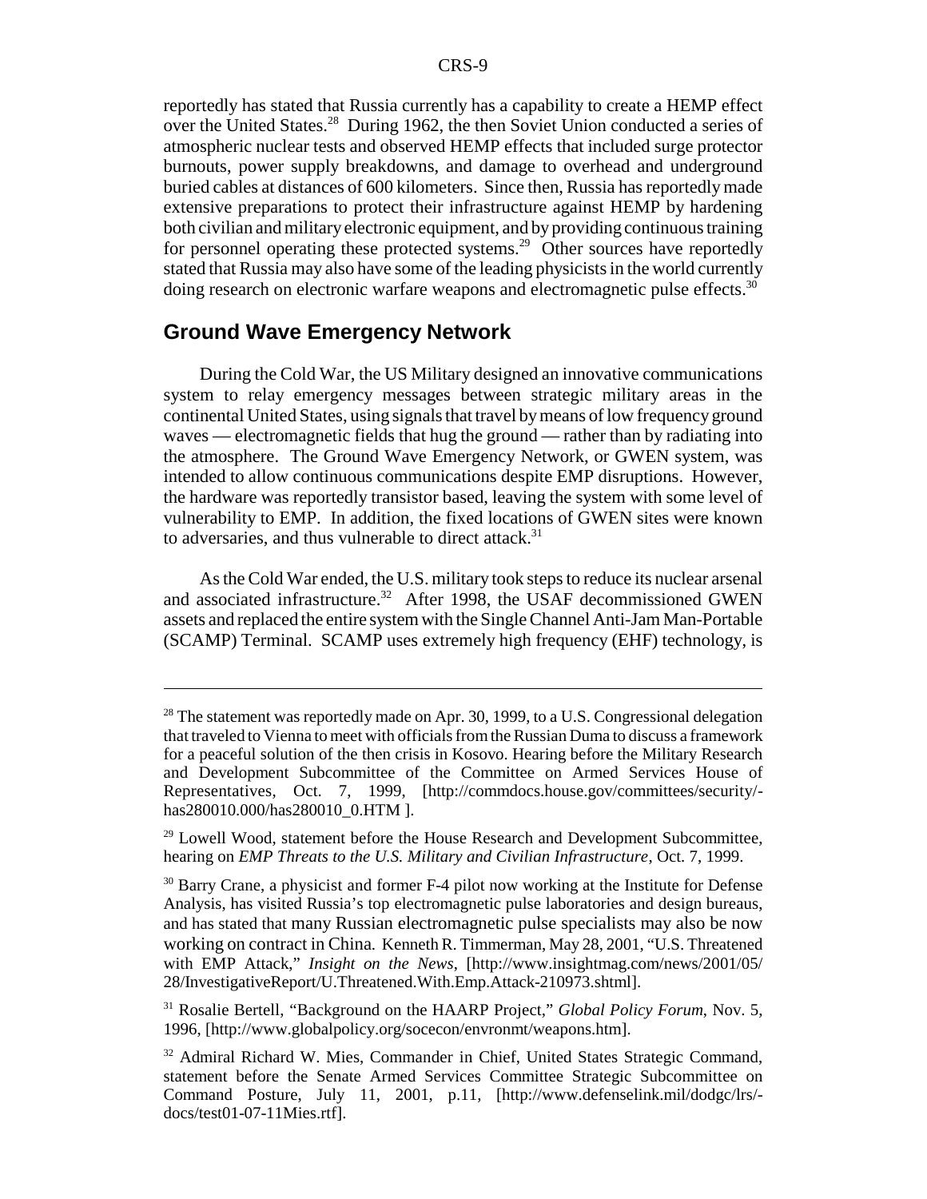reportedly has stated that Russia currently has a capability to create a HEMP effect over the United States.[28] During 1962, the then Soviet Union conducted a series of atmospheric nuclear tests and observed HEMP effects that included surge protector burnouts, power supply breakdowns, and damage to overhead and underground buried cables at distances of 600 kilometers. Since then, Russia has reportedly made extensive preparations to protect their infrastructure against HEMP by hardening both civilian and military electronic equipment, and by providing continuous training for personnel operating these protected systems.[29] Other sources have reportedly stated that Russia may also have some of the leading physicists in the world currently doing research on electronic warfare weapons and electromagnetic pulse effects.[30]

## Ground Wave Emergency Network

During the Cold War, the US Military designed an innovative communications system to relay emergency messages between strategic military areas in the continental United States, using signals that travel by means of low frequency ground waves — electromagnetic fields that hug the ground — rather than by radiating into the atmosphere. The Ground Wave Emergency Network, or GWEN system, was intended to allow continuous communications despite EMP disruptions. However, the hardware was reportedly transistor based, leaving the system with some level of vulnerability to EMP. In addition, the fixed locations of GWEN sites were known to adversaries, and thus vulnerable to direct attack.[31]

As the Cold War ended, the U.S. military took steps to reduce its nuclear arsenal and associated infrastructure.[32] After 1998, the USAF decommissioned GWEN assets and replaced the entire system with the Single Channel Anti-Jam Man-Portable (SCAMP) Terminal. SCAMP uses extremely high frequency (EHF) technology, is

---

[28] The statement was reportedly made on Apr. 30, 1999, to a U.S. Congressional delegation that traveled to Vienna to meet with officials from the Russian Duma to discuss a framework for a peaceful solution of the then crisis in Kosovo. Hearing before the Military Research and Development Subcommittee of the Committee on Armed Services House of Representatives, Oct. 7, 1999, [http://commdocs.house.gov/committees/security/-has280010.000/has280010_0.HTM ].

[29] Lowell Wood, statement before the House Research and Development Subcommittee, hearing on *EMP Threats to the U.S. Military and Civilian Infrastructure*, Oct. 7, 1999.

[30] Barry Crane, a physicist and former F-4 pilot now working at the Institute for Defense Analysis, has visited Russia's top electromagnetic pulse laboratories and design bureaus, and has stated that many Russian electromagnetic pulse specialists may also be now working on contract in China. Kenneth R. Timmerman, May 28, 2001, "U.S. Threatened with EMP Attack," *Insight on the News*, [http://www.insightmag.com/news/2001/05/28/InvestigativeReport/U.Threatened.With.Emp.Attack-210973.shtml].

[31] Rosalie Bertell, "Background on the HAARP Project," *Global Policy Forum*, Nov. 5, 1996, [http://www.globalpolicy.org/socecon/envronmt/weapons.htm].

[32] Admiral Richard W. Mies, Commander in Chief, United States Strategic Command, statement before the Senate Armed Services Committee Strategic Subcommittee on Command Posture, July 11, 2001, p.11, [http://www.defenselink.mil/dodgc/lrs/-docs/test01-07-11Mies.rtf].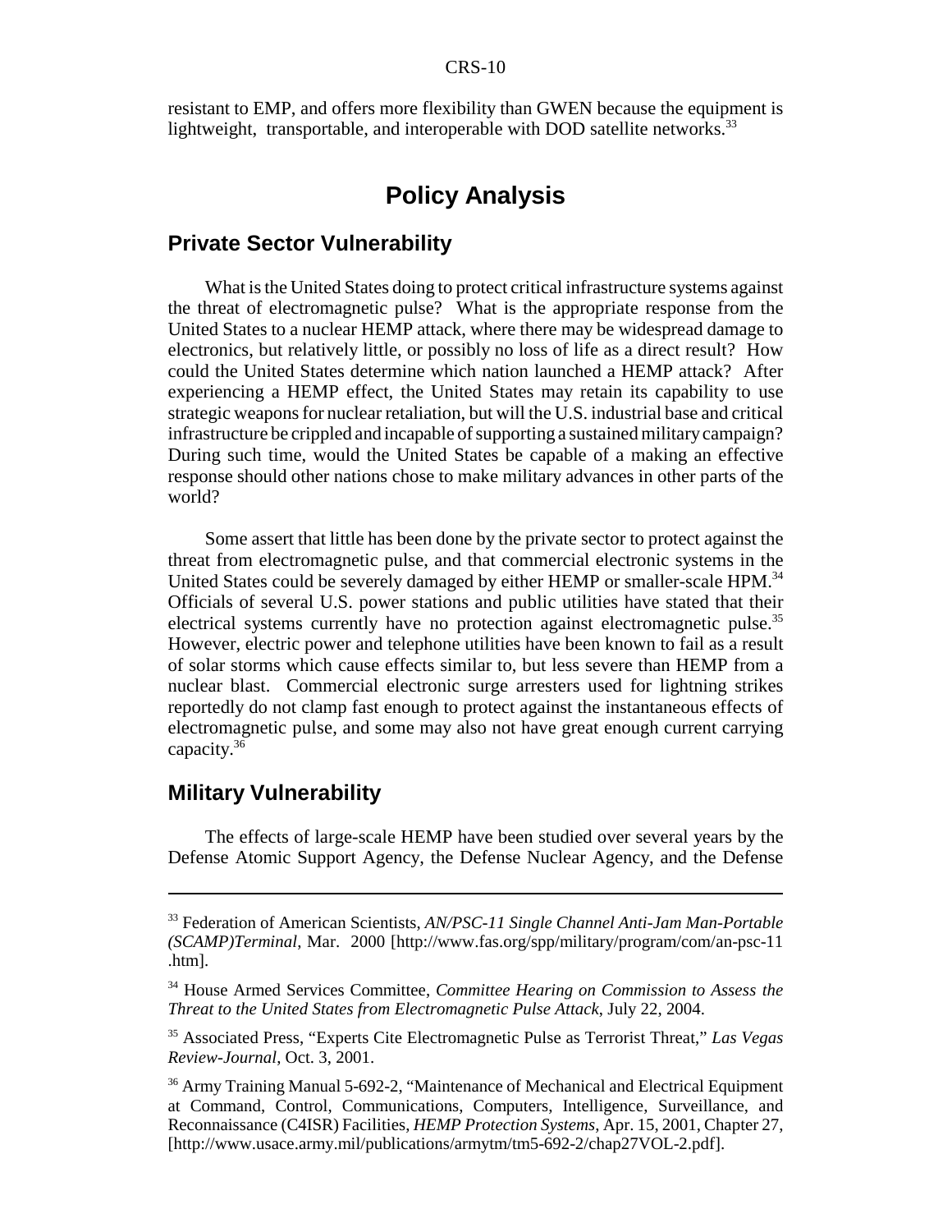resistant to EMP, and offers more flexibility than GWEN because the equipment is lightweight, transportable, and interoperable with DOD satellite networks.[33]

# Policy Analysis

## Private Sector Vulnerability

What is the United States doing to protect critical infrastructure systems against the threat of electromagnetic pulse? What is the appropriate response from the United States to a nuclear HEMP attack, where there may be widespread damage to electronics, but relatively little, or possibly no loss of life as a direct result? How could the United States determine which nation launched a HEMP attack? After experiencing a HEMP effect, the United States may retain its capability to use strategic weapons for nuclear retaliation, but will the U.S. industrial base and critical infrastructure be crippled and incapable of supporting a sustained military campaign? During such time, would the United States be capable of a making an effective response should other nations chose to make military advances in other parts of the world?

Some assert that little has been done by the private sector to protect against the threat from electromagnetic pulse, and that commercial electronic systems in the United States could be severely damaged by either HEMP or smaller-scale HPM.[34] Officials of several U.S. power stations and public utilities have stated that their electrical systems currently have no protection against electromagnetic pulse.[35] However, electric power and telephone utilities have been known to fail as a result of solar storms which cause effects similar to, but less severe than HEMP from a nuclear blast. Commercial electronic surge arresters used for lightning strikes reportedly do not clamp fast enough to protect against the instantaneous effects of electromagnetic pulse, and some may also not have great enough current carrying capacity.[36]

## Military Vulnerability

The effects of large-scale HEMP have been studied over several years by the Defense Atomic Support Agency, the Defense Nuclear Agency, and the Defense

---

[33] Federation of American Scientists, *AN/PSC-11 Single Channel Anti-Jam Man-Portable (SCAMP)Terminal*, Mar. 2000 [http://www.fas.org/spp/military/program/com/an-psc-11.htm].

[34] House Armed Services Committee, *Committee Hearing on Commission to Assess the Threat to the United States from Electromagnetic Pulse Attack*, July 22, 2004.

[35] Associated Press, "Experts Cite Electromagnetic Pulse as Terrorist Threat," *Las Vegas Review-Journal*, Oct. 3, 2001.

[36] Army Training Manual 5-692-2, "Maintenance of Mechanical and Electrical Equipment at Command, Control, Communications, Computers, Intelligence, Surveillance, and Reconnaissance (C4ISR) Facilities, *HEMP Protection Systems*, Apr. 15, 2001, Chapter 27, [http://www.usace.army.mil/publications/armytm/tm5-692-2/chap27VOL-2.pdf].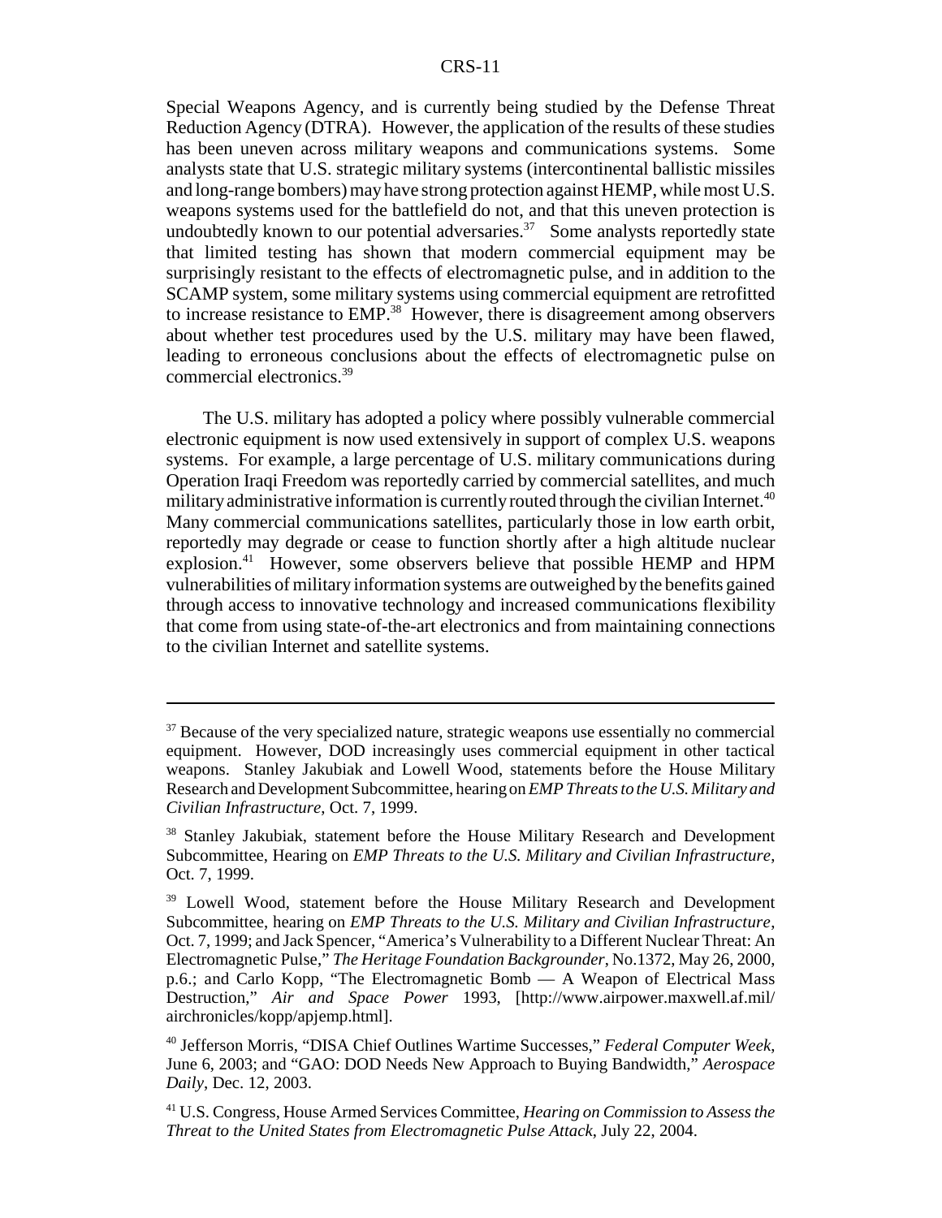Special Weapons Agency, and is currently being studied by the Defense Threat Reduction Agency (DTRA). However, the application of the results of these studies has been uneven across military weapons and communications systems. Some analysts state that U.S. strategic military systems (intercontinental ballistic missiles and long-range bombers) may have strong protection against HEMP, while most U.S. weapons systems used for the battlefield do not, and that this uneven protection is undoubtedly known to our potential adversaries.[37] Some analysts reportedly state that limited testing has shown that modern commercial equipment may be surprisingly resistant to the effects of electromagnetic pulse, and in addition to the SCAMP system, some military systems using commercial equipment are retrofitted to increase resistance to EMP.[38] However, there is disagreement among observers about whether test procedures used by the U.S. military may have been flawed, leading to erroneous conclusions about the effects of electromagnetic pulse on commercial electronics.[39]

The U.S. military has adopted a policy where possibly vulnerable commercial electronic equipment is now used extensively in support of complex U.S. weapons systems. For example, a large percentage of U.S. military communications during Operation Iraqi Freedom was reportedly carried by commercial satellites, and much military administrative information is currently routed through the civilian Internet.[40] Many commercial communications satellites, particularly those in low earth orbit, reportedly may degrade or cease to function shortly after a high altitude nuclear explosion.[41] However, some observers believe that possible HEMP and HPM vulnerabilities of military information systems are outweighed by the benefits gained through access to innovative technology and increased communications flexibility that come from using state-of-the-art electronics and from maintaining connections to the civilian Internet and satellite systems.

---

[37] Because of the very specialized nature, strategic weapons use essentially no commercial equipment. However, DOD increasingly uses commercial equipment in other tactical weapons. Stanley Jakubiak and Lowell Wood, statements before the House Military Research and Development Subcommittee, hearing on *EMP Threats to the U.S. Military and Civilian Infrastructure*, Oct. 7, 1999.

[38] Stanley Jakubiak, statement before the House Military Research and Development Subcommittee, Hearing on *EMP Threats to the U.S. Military and Civilian Infrastructure*, Oct. 7, 1999.

[39] Lowell Wood, statement before the House Military Research and Development Subcommittee, hearing on *EMP Threats to the U.S. Military and Civilian Infrastructure*, Oct. 7, 1999; and Jack Spencer, "America's Vulnerability to a Different Nuclear Threat: An Electromagnetic Pulse," *The Heritage Foundation Backgrounder*, No.1372, May 26, 2000, p.6.; and Carlo Kopp, "The Electromagnetic Bomb — A Weapon of Electrical Mass Destruction," *Air and Space Power* 1993, [http://www.airpower.maxwell.af.mil/airchronicles/kopp/apjemp.html].

[40] Jefferson Morris, "DISA Chief Outlines Wartime Successes," *Federal Computer Week*, June 6, 2003; and "GAO: DOD Needs New Approach to Buying Bandwidth," *Aerospace Daily*, Dec. 12, 2003.

[41] U.S. Congress, House Armed Services Committee, *Hearing on Commission to Assess the Threat to the United States from Electromagnetic Pulse Attack*, July 22, 2004.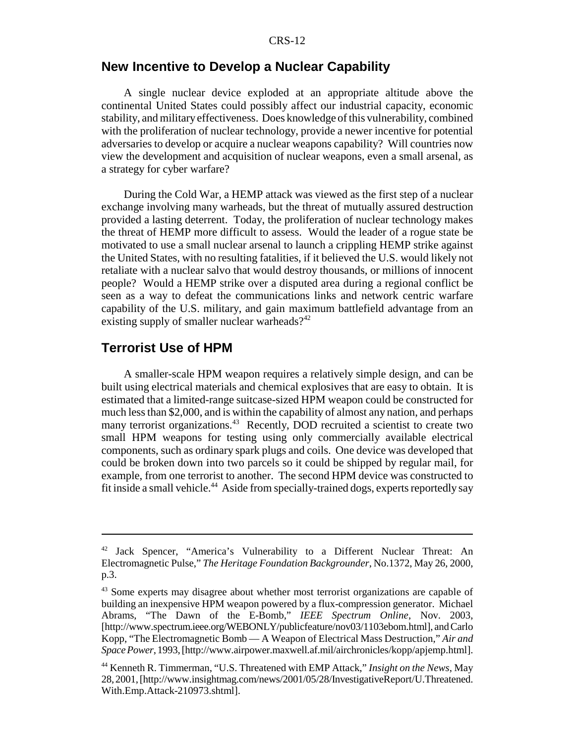## New Incentive to Develop a Nuclear Capability

A single nuclear device exploded at an appropriate altitude above the continental United States could possibly affect our industrial capacity, economic stability, and military effectiveness. Does knowledge of this vulnerability, combined with the proliferation of nuclear technology, provide a newer incentive for potential adversaries to develop or acquire a nuclear weapons capability? Will countries now view the development and acquisition of nuclear weapons, even a small arsenal, as a strategy for cyber warfare?

During the Cold War, a HEMP attack was viewed as the first step of a nuclear exchange involving many warheads, but the threat of mutually assured destruction provided a lasting deterrent. Today, the proliferation of nuclear technology makes the threat of HEMP more difficult to assess. Would the leader of a rogue state be motivated to use a small nuclear arsenal to launch a crippling HEMP strike against the United States, with no resulting fatalities, if it believed the U.S. would likely not retaliate with a nuclear salvo that would destroy thousands, or millions of innocent people? Would a HEMP strike over a disputed area during a regional conflict be seen as a way to defeat the communications links and network centric warfare capability of the U.S. military, and gain maximum battlefield advantage from an existing supply of smaller nuclear warheads?[42]

## Terrorist Use of HPM

A smaller-scale HPM weapon requires a relatively simple design, and can be built using electrical materials and chemical explosives that are easy to obtain. It is estimated that a limited-range suitcase-sized HPM weapon could be constructed for much less than $2,000, and is within the capability of almost any nation, and perhaps many terrorist organizations.[43] Recently, DOD recruited a scientist to create two small HPM weapons for testing using only commercially available electrical components, such as ordinary spark plugs and coils. One device was developed that could be broken down into two parcels so it could be shipped by regular mail, for example, from one terrorist to another. The second HPM device was constructed to fit inside a small vehicle.[44] Aside from specially-trained dogs, experts reportedly say

---

[42] Jack Spencer, "America's Vulnerability to a Different Nuclear Threat: An Electromagnetic Pulse," *The Heritage Foundation Backgrounder*, No.1372, May 26, 2000, p.3.

[43] Some experts may disagree about whether most terrorist organizations are capable of building an inexpensive HPM weapon powered by a flux-compression generator. Michael Abrams, "The Dawn of the E-Bomb," *IEEE Spectrum Online*, Nov. 2003, [http://www.spectrum.ieee.org/WEBONLY/publicfeature/nov03/1103ebom.html], and Carlo Kopp, "The Electromagnetic Bomb — A Weapon of Electrical Mass Destruction," *Air and Space Power*, 1993, [http://www.airpower.maxwell.af.mil/airchronicles/kopp/apjemp.html].

[44] Kenneth R. Timmerman, "U.S. Threatened with EMP Attack," *Insight on the News*, May 28, 2001, [http://www.insightmag.com/news/2001/05/28/InvestigativeReport/U.Threatened.With.Emp.Attack-210973.shtml].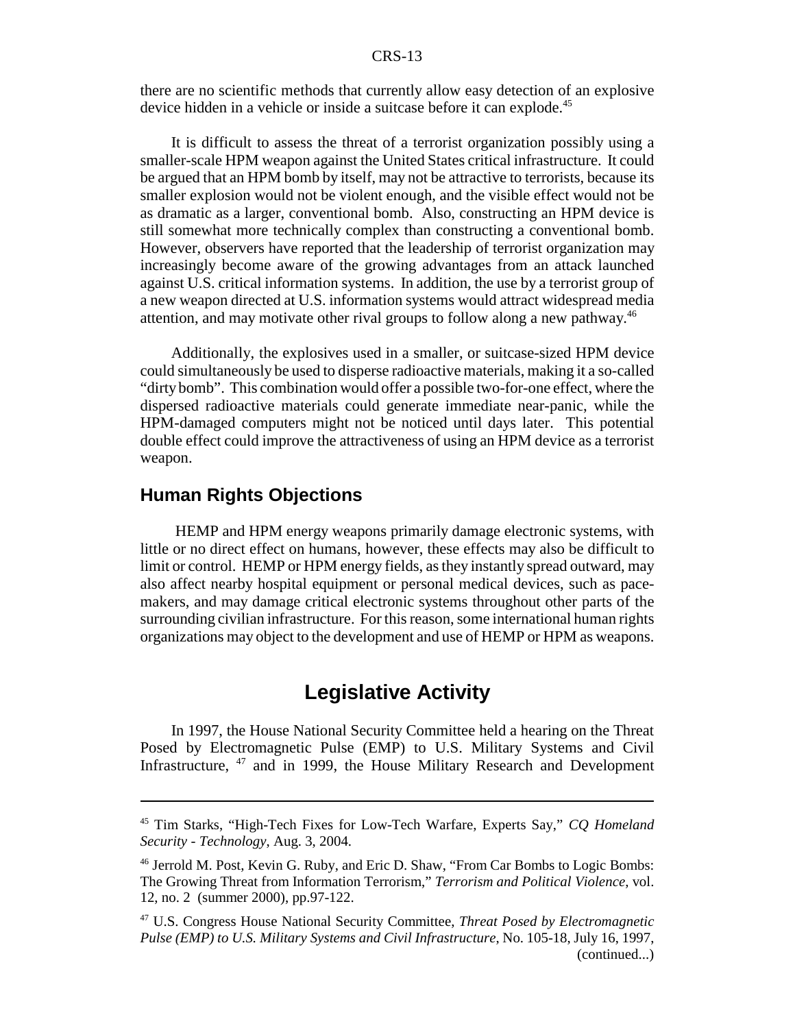there are no scientific methods that currently allow easy detection of an explosive device hidden in a vehicle or inside a suitcase before it can explode.[45]

It is difficult to assess the threat of a terrorist organization possibly using a smaller-scale HPM weapon against the United States critical infrastructure. It could be argued that an HPM bomb by itself, may not be attractive to terrorists, because its smaller explosion would not be violent enough, and the visible effect would not be as dramatic as a larger, conventional bomb. Also, constructing an HPM device is still somewhat more technically complex than constructing a conventional bomb. However, observers have reported that the leadership of terrorist organization may increasingly become aware of the growing advantages from an attack launched against U.S. critical information systems. In addition, the use by a terrorist group of a new weapon directed at U.S. information systems would attract widespread media attention, and may motivate other rival groups to follow along a new pathway.[46]

Additionally, the explosives used in a smaller, or suitcase-sized HPM device could simultaneously be used to disperse radioactive materials, making it a so-called "dirty bomb". This combination would offer a possible two-for-one effect, where the dispersed radioactive materials could generate immediate near-panic, while the HPM-damaged computers might not be noticed until days later. This potential double effect could improve the attractiveness of using an HPM device as a terrorist weapon.

### Human Rights Objections

HEMP and HPM energy weapons primarily damage electronic systems, with little or no direct effect on humans, however, these effects may also be difficult to limit or control. HEMP or HPM energy fields, as they instantly spread outward, may also affect nearby hospital equipment or personal medical devices, such as pace-makers, and may damage critical electronic systems throughout other parts of the surrounding civilian infrastructure. For this reason, some international human rights organizations may object to the development and use of HEMP or HPM as weapons.

## Legislative Activity

In 1997, the House National Security Committee held a hearing on the Threat Posed by Electromagnetic Pulse (EMP) to U.S. Military Systems and Civil Infrastructure, [47] and in 1999, the House Military Research and Development

---

[45] Tim Starks, "High-Tech Fixes for Low-Tech Warfare, Experts Say," *CQ Homeland Security - Technology*, Aug. 3, 2004.

[46] Jerrold M. Post, Kevin G. Ruby, and Eric D. Shaw, "From Car Bombs to Logic Bombs: The Growing Threat from Information Terrorism," *Terrorism and Political Violence*, vol. 12, no. 2 (summer 2000), pp.97-122.

[47] U.S. Congress House National Security Committee, *Threat Posed by Electromagnetic Pulse (EMP) to U.S. Military Systems and Civil Infrastructure*, No. 105-18, July 16, 1997, (continued...)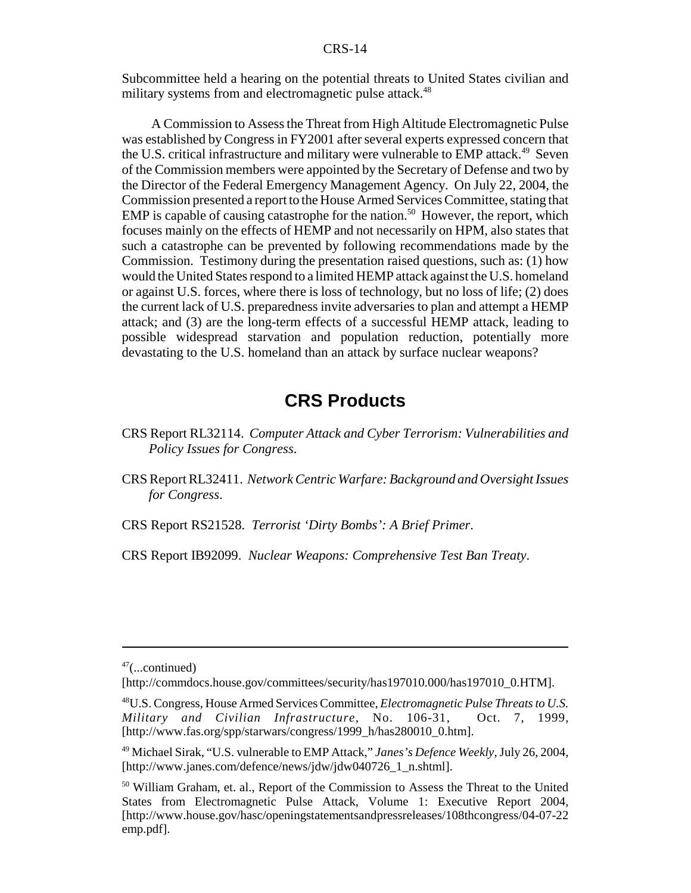Subcommittee held a hearing on the potential threats to United States civilian and military systems from and electromagnetic pulse attack.[48]

A Commission to Assess the Threat from High Altitude Electromagnetic Pulse was established by Congress in FY2001 after several experts expressed concern that the U.S. critical infrastructure and military were vulnerable to EMP attack.[49] Seven of the Commission members were appointed by the Secretary of Defense and two by the Director of the Federal Emergency Management Agency. On July 22, 2004, the Commission presented a report to the House Armed Services Committee, stating that EMP is capable of causing catastrophe for the nation.[50] However, the report, which focuses mainly on the effects of HEMP and not necessarily on HPM, also states that such a catastrophe can be prevented by following recommendations made by the Commission. Testimony during the presentation raised questions, such as: (1) how would the United States respond to a limited HEMP attack against the U.S. homeland or against U.S. forces, where there is loss of technology, but no loss of life; (2) does the current lack of U.S. preparedness invite adversaries to plan and attempt a HEMP attack; and (3) are the long-term effects of a successful HEMP attack, leading to possible widespread starvation and population reduction, potentially more devastating to the U.S. homeland than an attack by surface nuclear weapons?

## CRS Products

CRS Report RL32114. *Computer Attack and Cyber Terrorism: Vulnerabilities and Policy Issues for Congress*.

CRS Report RL32411. *Network Centric Warfare: Background and Oversight Issues for Congress*.

CRS Report RS21528. *Terrorist 'Dirty Bombs': A Brief Primer*.

CRS Report IB92099. *Nuclear Weapons: Comprehensive Test Ban Treaty*.

---

[47](...continued)
[http://commdocs.house.gov/committees/security/has197010.000/has197010_0.HTM].

[48] U.S. Congress, House Armed Services Committee, *Electromagnetic Pulse Threats to U.S. Military and Civilian Infrastructure*, No. 106-31, Oct. 7, 1999, [http://www.fas.org/spp/starwars/congress/1999_h/has280010_0.htm].

[49] Michael Sirak, "U.S. vulnerable to EMP Attack," *Janes's Defence Weekly*, July 26, 2004, [http://www.janes.com/defence/news/jdw/jdw040726_1_n.shtml].

[50] William Graham, et. al., Report of the Commission to Assess the Threat to the United States from Electromagnetic Pulse Attack, Volume 1: Executive Report 2004, [http://www.house.gov/hasc/openingstatementsandpressreleases/108thcongress/04-07-22emp.pdf].